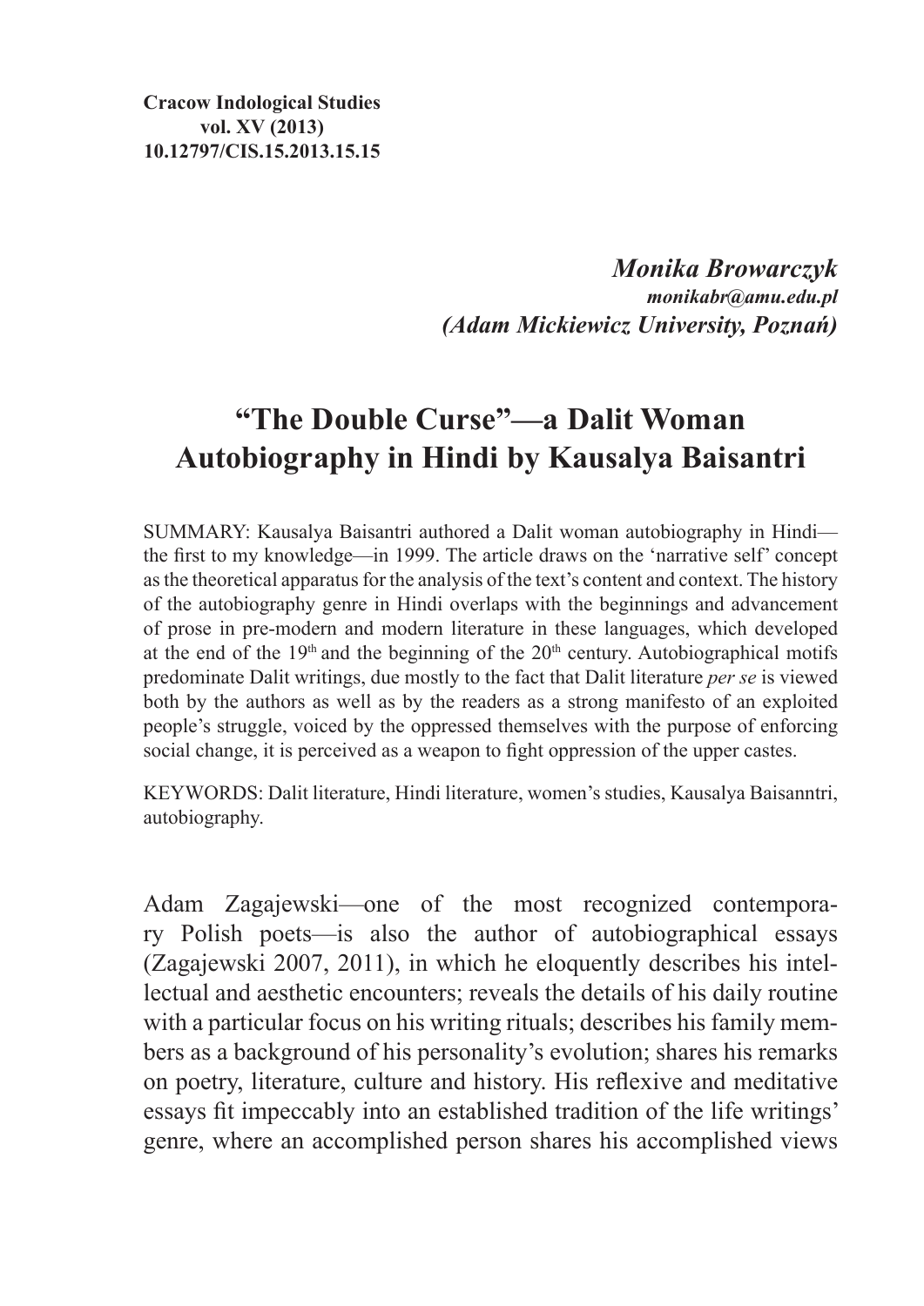**Cracow Indological Studies**
**vol. XV (2013)**
**10.12797/CIS.15.2013.15.15**

***Monika Browarczyk***
***monikabr@amu.edu.pl***
***(Adam Mickiewicz University, Poznań)***

# "The Double Curse"—a Dalit Woman Autobiography in Hindi by Kausalya Baisantri

SUMMARY: Kausalya Baisantri authored a Dalit woman autobiography in Hindi—the first to my knowledge—in 1999. The article draws on the 'narrative self' concept as the theoretical apparatus for the analysis of the text's content and context. The history of the autobiography genre in Hindi overlaps with the beginnings and advancement of prose in pre-modern and modern literature in these languages, which developed at the end of the 19th and the beginning of the 20th century. Autobiographical motifs predominate Dalit writings, due mostly to the fact that Dalit literature *per se* is viewed both by the authors as well as by the readers as a strong manifesto of an exploited people's struggle, voiced by the oppressed themselves with the purpose of enforcing social change, it is perceived as a weapon to fight oppression of the upper castes.

KEYWORDS: Dalit literature, Hindi literature, women's studies, Kausalya Baisanntri, autobiography.

Adam Zagajewski—one of the most recognized contemporary Polish poets—is also the author of autobiographical essays (Zagajewski 2007, 2011), in which he eloquently describes his intellectual and aesthetic encounters; reveals the details of his daily routine with a particular focus on his writing rituals; describes his family members as a background of his personality's evolution; shares his remarks on poetry, literature, culture and history. His reflexive and meditative essays fit impeccably into an established tradition of the life writings' genre, where an accomplished person shares his accomplished views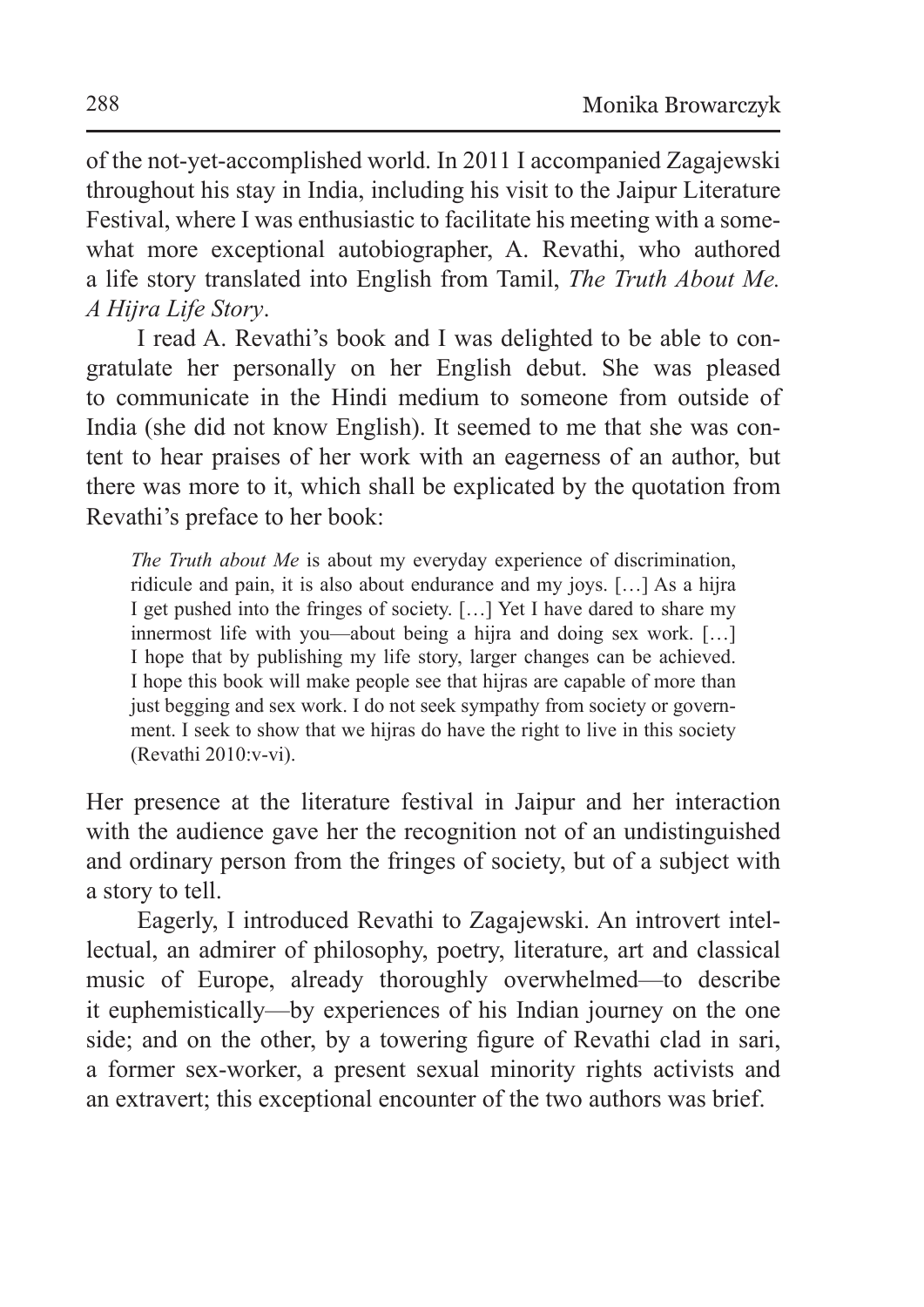of the not-yet-accomplished world. In 2011 I accompanied Zagajewski throughout his stay in India, including his visit to the Jaipur Literature Festival, where I was enthusiastic to facilitate his meeting with a somewhat more exceptional autobiographer, A. Revathi, who authored a life story translated into English from Tamil, *The Truth About Me. A Hijra Life Story*.

I read A. Revathi's book and I was delighted to be able to congratulate her personally on her English debut. She was pleased to communicate in the Hindi medium to someone from outside of India (she did not know English). It seemed to me that she was content to hear praises of her work with an eagerness of an author, but there was more to it, which shall be explicated by the quotation from Revathi's preface to her book:

> *The Truth about Me* is about my everyday experience of discrimination, ridicule and pain, it is also about endurance and my joys. […] As a hijra I get pushed into the fringes of society. […] Yet I have dared to share my innermost life with you—about being a hijra and doing sex work. […] I hope that by publishing my life story, larger changes can be achieved. I hope this book will make people see that hijras are capable of more than just begging and sex work. I do not seek sympathy from society or government. I seek to show that we hijras do have the right to live in this society (Revathi 2010:v-vi).

Her presence at the literature festival in Jaipur and her interaction with the audience gave her the recognition not of an undistinguished and ordinary person from the fringes of society, but of a subject with a story to tell.

Eagerly, I introduced Revathi to Zagajewski. An introvert intellectual, an admirer of philosophy, poetry, literature, art and classical music of Europe, already thoroughly overwhelmed—to describe it euphemistically—by experiences of his Indian journey on the one side; and on the other, by a towering figure of Revathi clad in sari, a former sex-worker, a present sexual minority rights activists and an extravert; this exceptional encounter of the two authors was brief.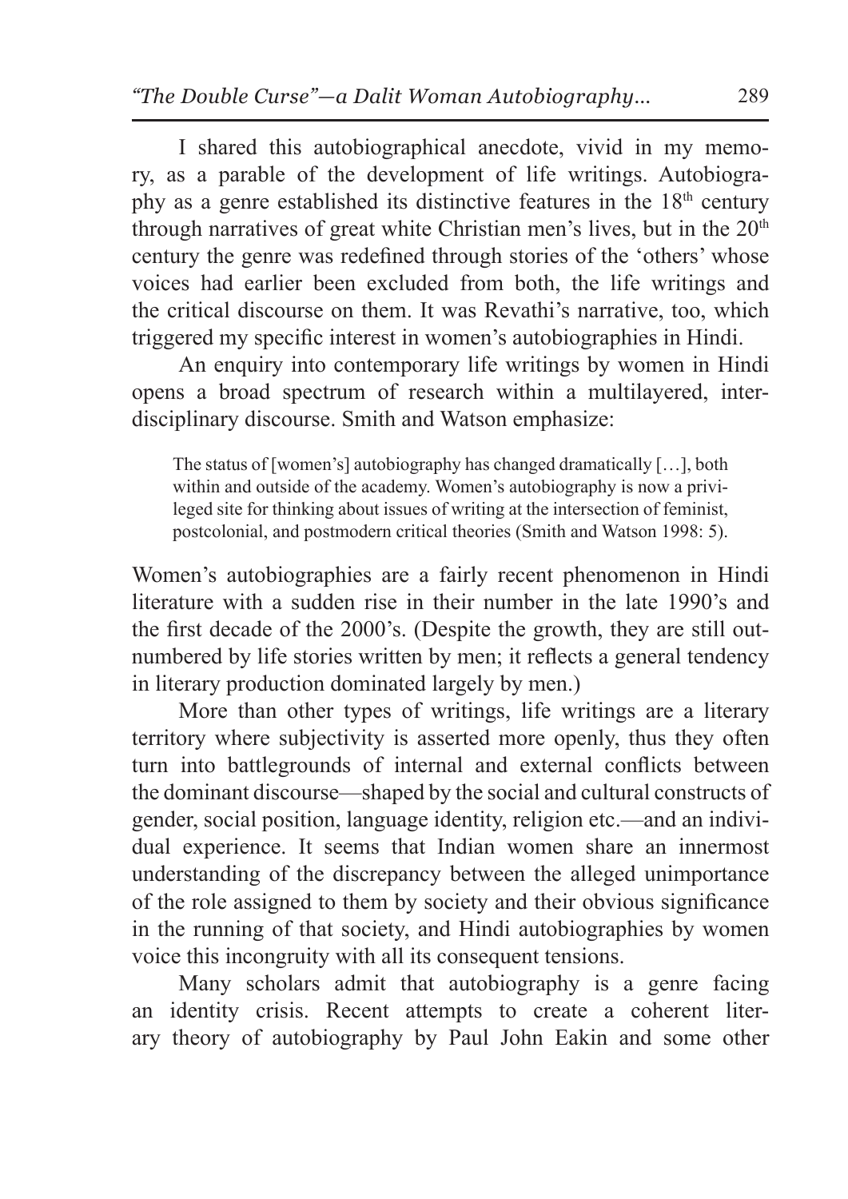I shared this autobiographical anecdote, vivid in my memory, as a parable of the development of life writings. Autobiography as a genre established its distinctive features in the 18th century through narratives of great white Christian men's lives, but in the 20th century the genre was redefined through stories of the 'others' whose voices had earlier been excluded from both, the life writings and the critical discourse on them. It was Revathi's narrative, too, which triggered my specific interest in women's autobiographies in Hindi.

An enquiry into contemporary life writings by women in Hindi opens a broad spectrum of research within a multilayered, interdisciplinary discourse. Smith and Watson emphasize:

> The status of [women's] autobiography has changed dramatically […], both within and outside of the academy. Women's autobiography is now a privileged site for thinking about issues of writing at the intersection of feminist, postcolonial, and postmodern critical theories (Smith and Watson 1998: 5).

Women's autobiographies are a fairly recent phenomenon in Hindi literature with a sudden rise in their number in the late 1990's and the first decade of the 2000's. (Despite the growth, they are still outnumbered by life stories written by men; it reflects a general tendency in literary production dominated largely by men.)

More than other types of writings, life writings are a literary territory where subjectivity is asserted more openly, thus they often turn into battlegrounds of internal and external conflicts between the dominant discourse—shaped by the social and cultural constructs of gender, social position, language identity, religion etc.—and an individual experience. It seems that Indian women share an innermost understanding of the discrepancy between the alleged unimportance of the role assigned to them by society and their obvious significance in the running of that society, and Hindi autobiographies by women voice this incongruity with all its consequent tensions.

Many scholars admit that autobiography is a genre facing an identity crisis. Recent attempts to create a coherent literary theory of autobiography by Paul John Eakin and some other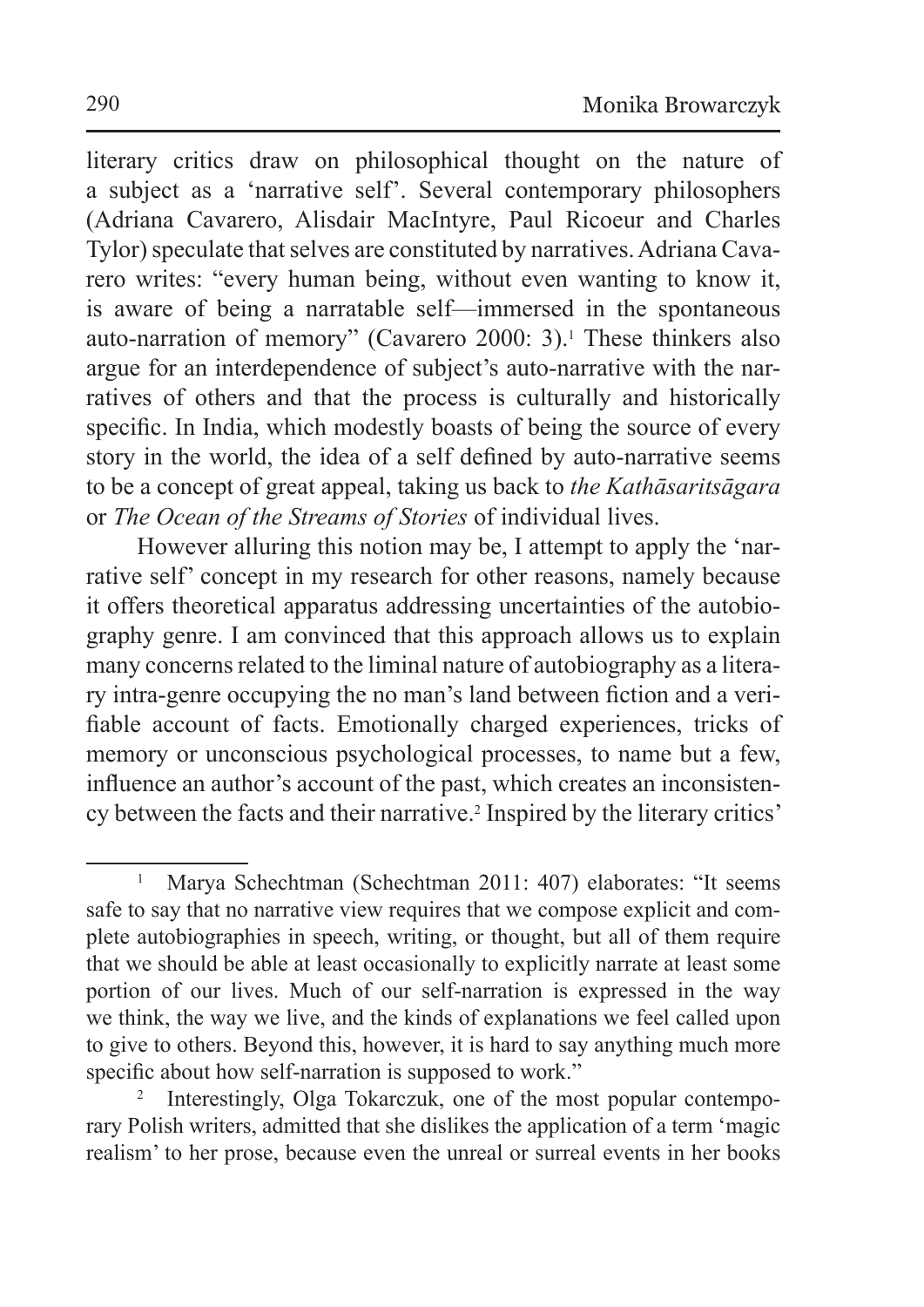literary critics draw on philosophical thought on the nature of a subject as a 'narrative self'. Several contemporary philosophers (Adriana Cavarero, Alisdair MacIntyre, Paul Ricoeur and Charles Tylor) speculate that selves are constituted by narratives. Adriana Cavarero writes: "every human being, without even wanting to know it, is aware of being a narratable self—immersed in the spontaneous auto-narration of memory" (Cavarero 2000: 3).[1] These thinkers also argue for an interdependence of subject's auto-narrative with the narratives of others and that the process is culturally and historically specific. In India, which modestly boasts of being the source of every story in the world, the idea of a self defined by auto-narrative seems to be a concept of great appeal, taking us back to *the Kathāsaritsāgara* or *The Ocean of the Streams of Stories* of individual lives.

However alluring this notion may be, I attempt to apply the 'narrative self' concept in my research for other reasons, namely because it offers theoretical apparatus addressing uncertainties of the autobiography genre. I am convinced that this approach allows us to explain many concerns related to the liminal nature of autobiography as a literary intra-genre occupying the no man's land between fiction and a verifiable account of facts. Emotionally charged experiences, tricks of memory or unconscious psychological processes, to name but a few, influence an author's account of the past, which creates an inconsistency between the facts and their narrative.[2] Inspired by the literary critics'

---

[1] Marya Schechtman (Schechtman 2011: 407) elaborates: "It seems safe to say that no narrative view requires that we compose explicit and complete autobiographies in speech, writing, or thought, but all of them require that we should be able at least occasionally to explicitly narrate at least some portion of our lives. Much of our self-narration is expressed in the way we think, the way we live, and the kinds of explanations we feel called upon to give to others. Beyond this, however, it is hard to say anything much more specific about how self-narration is supposed to work."

[2] Interestingly, Olga Tokarczuk, one of the most popular contemporary Polish writers, admitted that she dislikes the application of a term 'magic realism' to her prose, because even the unreal or surreal events in her books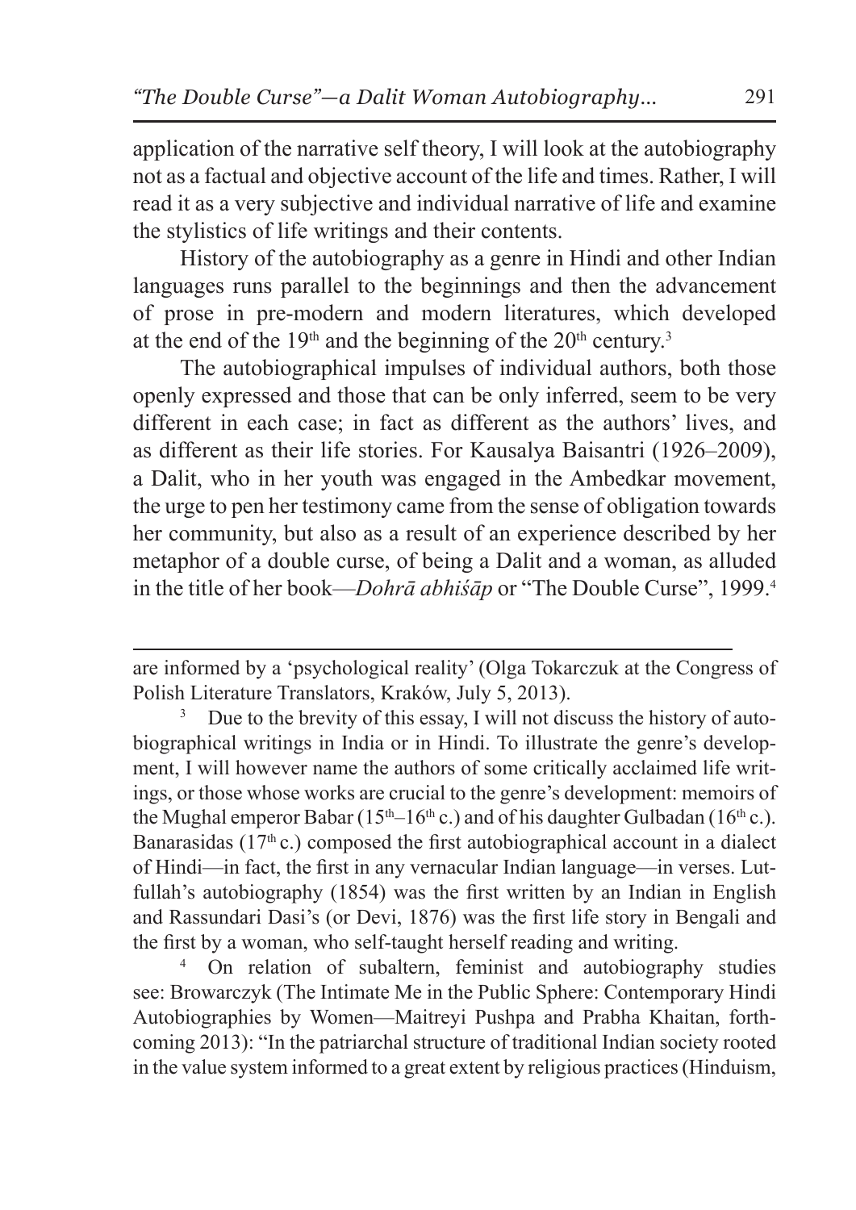application of the narrative self theory, I will look at the autobiography not as a factual and objective account of the life and times. Rather, I will read it as a very subjective and individual narrative of life and examine the stylistics of life writings and their contents.

History of the autobiography as a genre in Hindi and other Indian languages runs parallel to the beginnings and then the advancement of prose in pre-modern and modern literatures, which developed at the end of the 19th and the beginning of the 20th century.[3]

The autobiographical impulses of individual authors, both those openly expressed and those that can be only inferred, seem to be very different in each case; in fact as different as the authors' lives, and as different as their life stories. For Kausalya Baisantri (1926–2009), a Dalit, who in her youth was engaged in the Ambedkar movement, the urge to pen her testimony came from the sense of obligation towards her community, but also as a result of an experience described by her metaphor of a double curse, of being a Dalit and a woman, as alluded in the title of her book—*Dohrā abhiśāp* or "The Double Curse", 1999.[4]

---

are informed by a 'psychological reality' (Olga Tokarczuk at the Congress of Polish Literature Translators, Kraków, July 5, 2013).

[3] Due to the brevity of this essay, I will not discuss the history of autobiographical writings in India or in Hindi. To illustrate the genre's development, I will however name the authors of some critically acclaimed life writings, or those whose works are crucial to the genre's development: memoirs of the Mughal emperor Babar (15th–16th c.) and of his daughter Gulbadan (16th c.). Banarasidas (17th c.) composed the first autobiographical account in a dialect of Hindi—in fact, the first in any vernacular Indian language—in verses. Lutfullah's autobiography (1854) was the first written by an Indian in English and Rassundari Dasi's (or Devi, 1876) was the first life story in Bengali and the first by a woman, who self-taught herself reading and writing.

[4] On relation of subaltern, feminist and autobiography studies see: Browarczyk (The Intimate Me in the Public Sphere: Contemporary Hindi Autobiographies by Women—Maitreyi Pushpa and Prabha Khaitan, forthcoming 2013): "In the patriarchal structure of traditional Indian society rooted in the value system informed to a great extent by religious practices (Hinduism,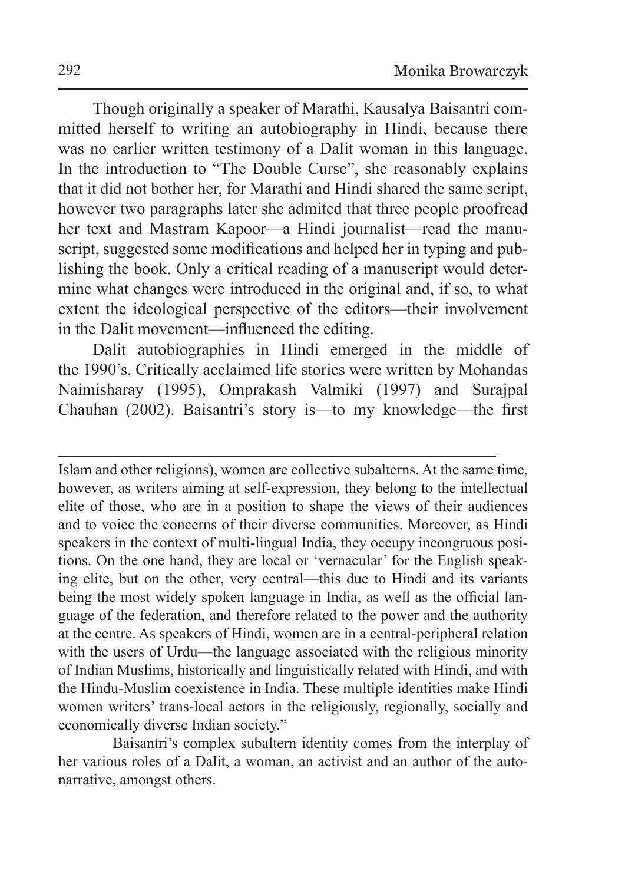Though originally a speaker of Marathi, Kausalya Baisantri committed herself to writing an autobiography in Hindi, because there was no earlier written testimony of a Dalit woman in this language. In the introduction to "The Double Curse", she reasonably explains that it did not bother her, for Marathi and Hindi shared the same script, however two paragraphs later she admited that three people proofread her text and Mastram Kapoor—a Hindi journalist—read the manuscript, suggested some modifications and helped her in typing and publishing the book. Only a critical reading of a manuscript would determine what changes were introduced in the original and, if so, to what extent the ideological perspective of the editors—their involvement in the Dalit movement—influenced the editing.

Dalit autobiographies in Hindi emerged in the middle of the 1990's. Critically acclaimed life stories were written by Mohandas Naimisharay (1995), Omprakash Valmiki (1997) and Surajpal Chauhan (2002). Baisantri's story is—to my knowledge—the first

---

Islam and other religions), women are collective subalterns. At the same time, however, as writers aiming at self-expression, they belong to the intellectual elite of those, who are in a position to shape the views of their audiences and to voice the concerns of their diverse communities. Moreover, as Hindi speakers in the context of multi-lingual India, they occupy incongruous positions. On the one hand, they are local or 'vernacular' for the English speaking elite, but on the other, very central—this due to Hindi and its variants being the most widely spoken language in India, as well as the official language of the federation, and therefore related to the power and the authority at the centre. As speakers of Hindi, women are in a central-peripheral relation with the users of Urdu—the language associated with the religious minority of Indian Muslims, historically and linguistically related with Hindi, and with the Hindu-Muslim coexistence in India. These multiple identities make Hindi women writers' trans-local actors in the religiously, regionally, socially and economically diverse Indian society."

Baisantri's complex subaltern identity comes from the interplay of her various roles of a Dalit, a woman, an activist and an author of the auto-narrative, amongst others.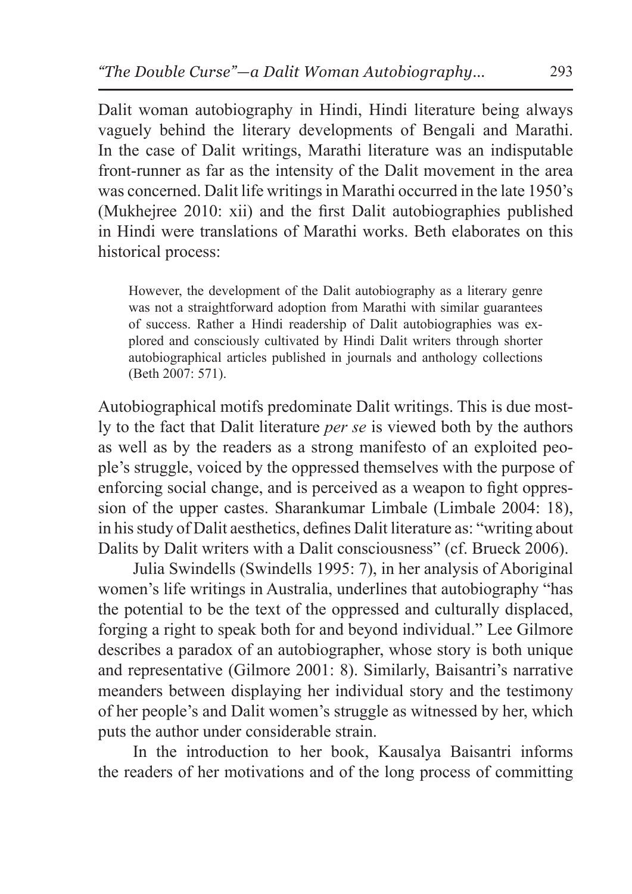Dalit woman autobiography in Hindi, Hindi literature being always vaguely behind the literary developments of Bengali and Marathi. In the case of Dalit writings, Marathi literature was an indisputable front-runner as far as the intensity of the Dalit movement in the area was concerned. Dalit life writings in Marathi occurred in the late 1950's (Mukhejree 2010: xii) and the first Dalit autobiographies published in Hindi were translations of Marathi works. Beth elaborates on this historical process:

> However, the development of the Dalit autobiography as a literary genre was not a straightforward adoption from Marathi with similar guarantees of success. Rather a Hindi readership of Dalit autobiographies was explored and consciously cultivated by Hindi Dalit writers through shorter autobiographical articles published in journals and anthology collections (Beth 2007: 571).

Autobiographical motifs predominate Dalit writings. This is due mostly to the fact that Dalit literature *per se* is viewed both by the authors as well as by the readers as a strong manifesto of an exploited people's struggle, voiced by the oppressed themselves with the purpose of enforcing social change, and is perceived as a weapon to fight oppression of the upper castes. Sharankumar Limbale (Limbale 2004: 18), in his study of Dalit aesthetics, defines Dalit literature as: "writing about Dalits by Dalit writers with a Dalit consciousness" (cf. Brueck 2006).

Julia Swindells (Swindells 1995: 7), in her analysis of Aboriginal women's life writings in Australia, underlines that autobiography "has the potential to be the text of the oppressed and culturally displaced, forging a right to speak both for and beyond individual." Lee Gilmore describes a paradox of an autobiographer, whose story is both unique and representative (Gilmore 2001: 8). Similarly, Baisantri's narrative meanders between displaying her individual story and the testimony of her people's and Dalit women's struggle as witnessed by her, which puts the author under considerable strain.

In the introduction to her book, Kausalya Baisantri informs the readers of her motivations and of the long process of committing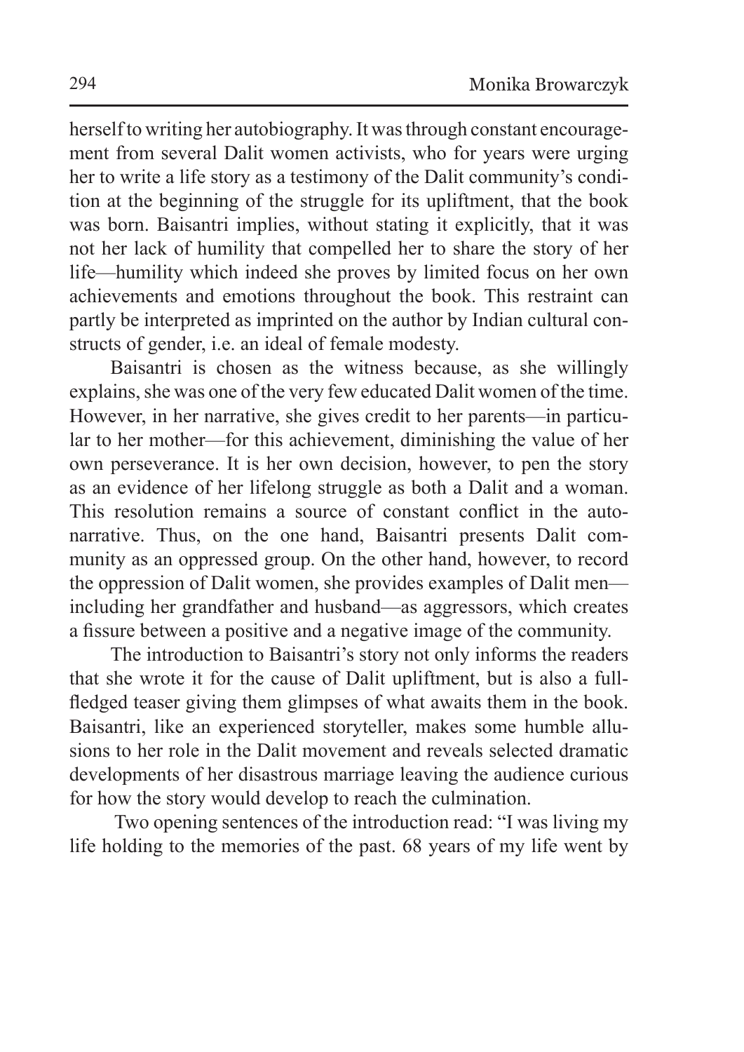herself to writing her autobiography. It was through constant encouragement from several Dalit women activists, who for years were urging her to write a life story as a testimony of the Dalit community's condition at the beginning of the struggle for its upliftment, that the book was born. Baisantri implies, without stating it explicitly, that it was not her lack of humility that compelled her to share the story of her life—humility which indeed she proves by limited focus on her own achievements and emotions throughout the book. This restraint can partly be interpreted as imprinted on the author by Indian cultural constructs of gender, i.e. an ideal of female modesty.

Baisantri is chosen as the witness because, as she willingly explains, she was one of the very few educated Dalit women of the time. However, in her narrative, she gives credit to her parents—in particular to her mother—for this achievement, diminishing the value of her own perseverance. It is her own decision, however, to pen the story as an evidence of her lifelong struggle as both a Dalit and a woman. This resolution remains a source of constant conflict in the auto-narrative. Thus, on the one hand, Baisantri presents Dalit community as an oppressed group. On the other hand, however, to record the oppression of Dalit women, she provides examples of Dalit men—including her grandfather and husband—as aggressors, which creates a fissure between a positive and a negative image of the community.

The introduction to Baisantri's story not only informs the readers that she wrote it for the cause of Dalit upliftment, but is also a full-fledged teaser giving them glimpses of what awaits them in the book. Baisantri, like an experienced storyteller, makes some humble allusions to her role in the Dalit movement and reveals selected dramatic developments of her disastrous marriage leaving the audience curious for how the story would develop to reach the culmination.

Two opening sentences of the introduction read: "I was living my life holding to the memories of the past. 68 years of my life went by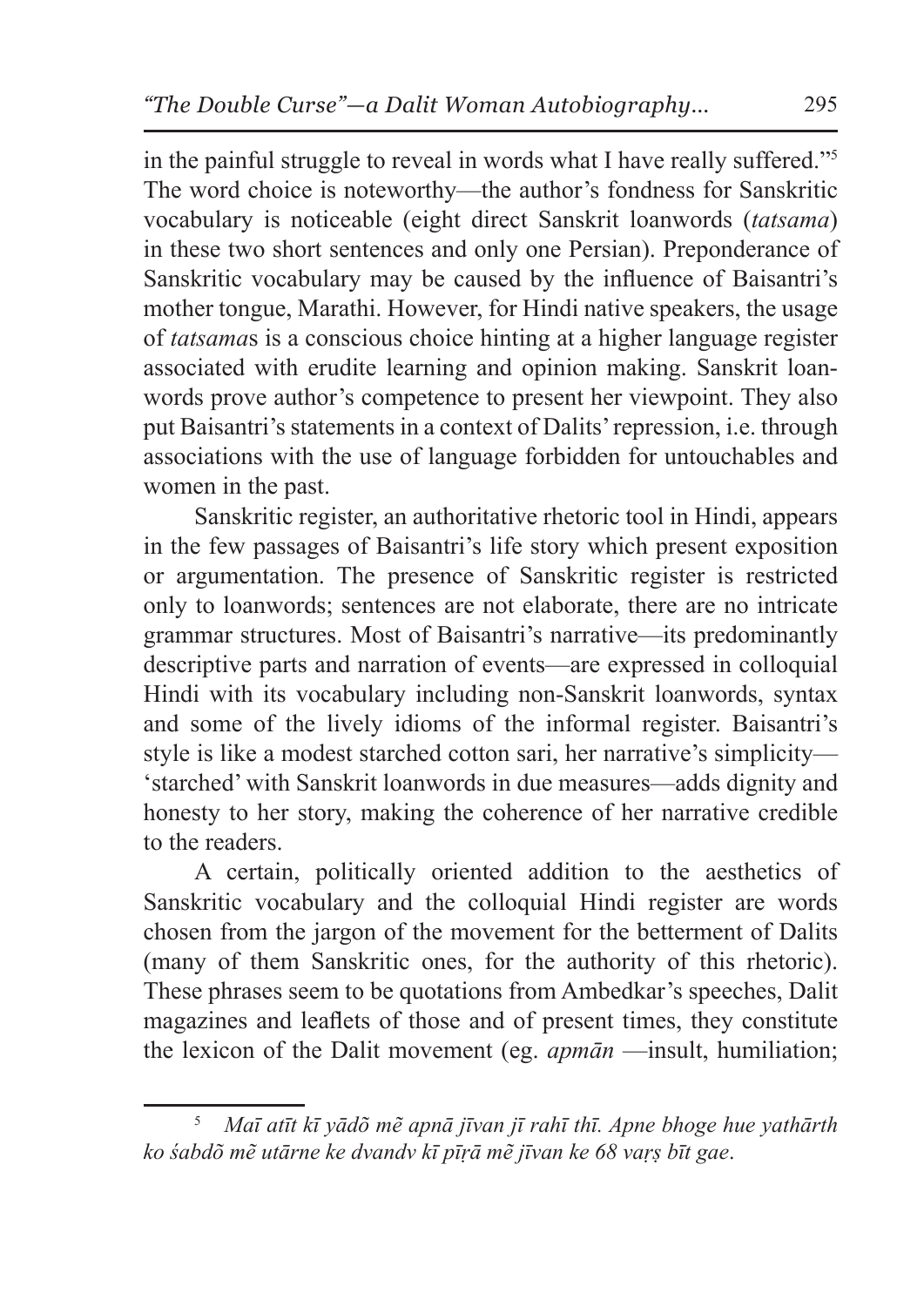in the painful struggle to reveal in words what I have really suffered."[5] The word choice is noteworthy—the author's fondness for Sanskritic vocabulary is noticeable (eight direct Sanskrit loanwords (*tatsama*) in these two short sentences and only one Persian). Preponderance of Sanskritic vocabulary may be caused by the influence of Baisantri's mother tongue, Marathi. However, for Hindi native speakers, the usage of *tatsama*s is a conscious choice hinting at a higher language register associated with erudite learning and opinion making. Sanskrit loanwords prove author's competence to present her viewpoint. They also put Baisantri's statements in a context of Dalits' repression, i.e. through associations with the use of language forbidden for untouchables and women in the past.

Sanskritic register, an authoritative rhetoric tool in Hindi, appears in the few passages of Baisantri's life story which present exposition or argumentation. The presence of Sanskritic register is restricted only to loanwords; sentences are not elaborate, there are no intricate grammar structures. Most of Baisantri's narrative—its predominantly descriptive parts and narration of events—are expressed in colloquial Hindi with its vocabulary including non-Sanskrit loanwords, syntax and some of the lively idioms of the informal register. Baisantri's style is like a modest starched cotton sari, her narrative's simplicity—'starched' with Sanskrit loanwords in due measures—adds dignity and honesty to her story, making the coherence of her narrative credible to the readers.

A certain, politically oriented addition to the aesthetics of Sanskritic vocabulary and the colloquial Hindi register are words chosen from the jargon of the movement for the betterment of Dalits (many of them Sanskritic ones, for the authority of this rhetoric). These phrases seem to be quotations from Ambedkar's speeches, Dalit magazines and leaflets of those and of present times, they constitute the lexicon of the Dalit movement (eg. *apmān* —insult, humiliation;

[5] *Maĩ atīt kī yādõ mẽ apnā jīvan jī rahī thī. Apne bhoge hue yathārth ko śabdõ mẽ utārne ke dvandv kī pīṛā mẽ jīvan ke 68 vaṛṣ bīt gae*.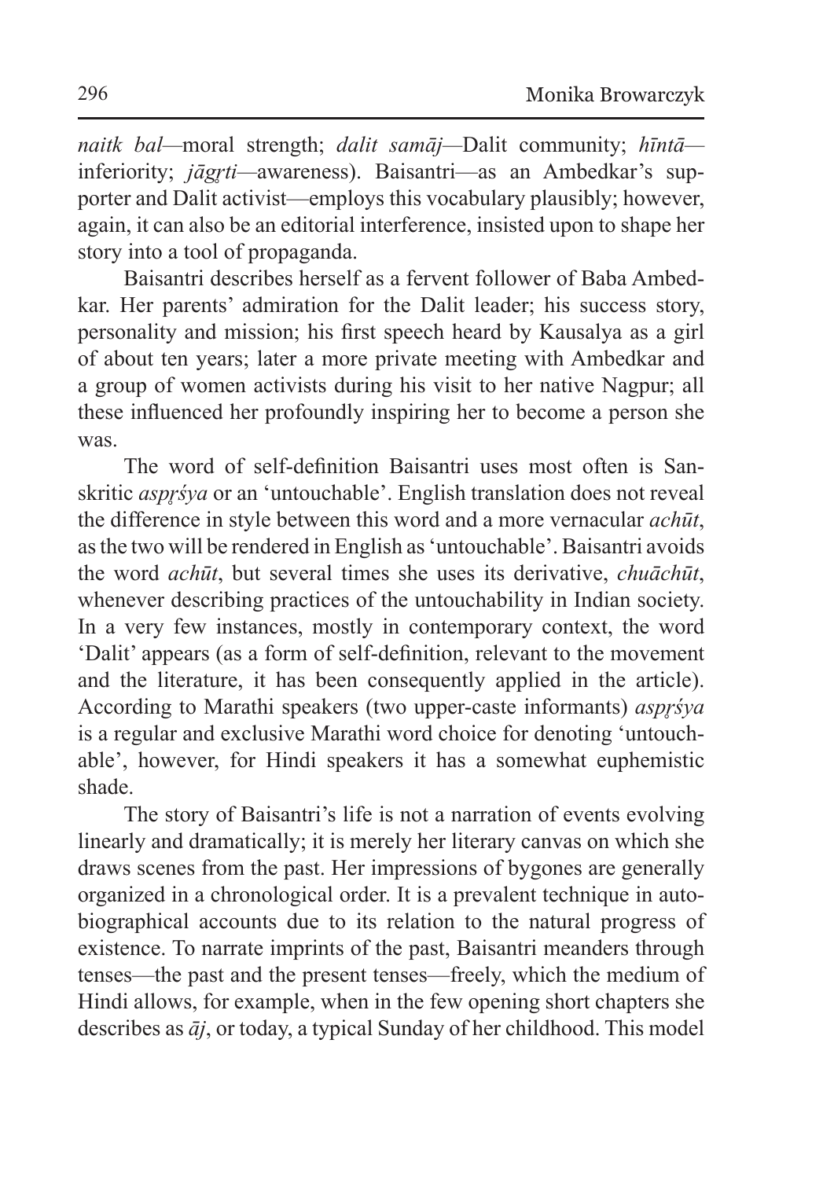*naitk bal*—moral strength; *dalit samāj*—Dalit community; *hīntā*—inferiority; *jāgr̥ti*—awareness). Baisantri—as an Ambedkar's supporter and Dalit activist—employs this vocabulary plausibly; however, again, it can also be an editorial interference, insisted upon to shape her story into a tool of propaganda.

Baisantri describes herself as a fervent follower of Baba Ambedkar. Her parents' admiration for the Dalit leader; his success story, personality and mission; his first speech heard by Kausalya as a girl of about ten years; later a more private meeting with Ambedkar and a group of women activists during his visit to her native Nagpur; all these influenced her profoundly inspiring her to become a person she was.

The word of self-definition Baisantri uses most often is Sanskritic *aspr̥śya* or an 'untouchable'. English translation does not reveal the difference in style between this word and a more vernacular *achūt*, as the two will be rendered in English as 'untouchable'. Baisantri avoids the word *achūt*, but several times she uses its derivative, *chuāchūt*, whenever describing practices of the untouchability in Indian society. In a very few instances, mostly in contemporary context, the word 'Dalit' appears (as a form of self-definition, relevant to the movement and the literature, it has been consequently applied in the article). According to Marathi speakers (two upper-caste informants) *aspr̥śya* is a regular and exclusive Marathi word choice for denoting 'untouchable', however, for Hindi speakers it has a somewhat euphemistic shade.

The story of Baisantri's life is not a narration of events evolving linearly and dramatically; it is merely her literary canvas on which she draws scenes from the past. Her impressions of bygones are generally organized in a chronological order. It is a prevalent technique in autobiographical accounts due to its relation to the natural progress of existence. To narrate imprints of the past, Baisantri meanders through tenses—the past and the present tenses—freely, which the medium of Hindi allows, for example, when in the few opening short chapters she describes as *āj*, or today, a typical Sunday of her childhood. This model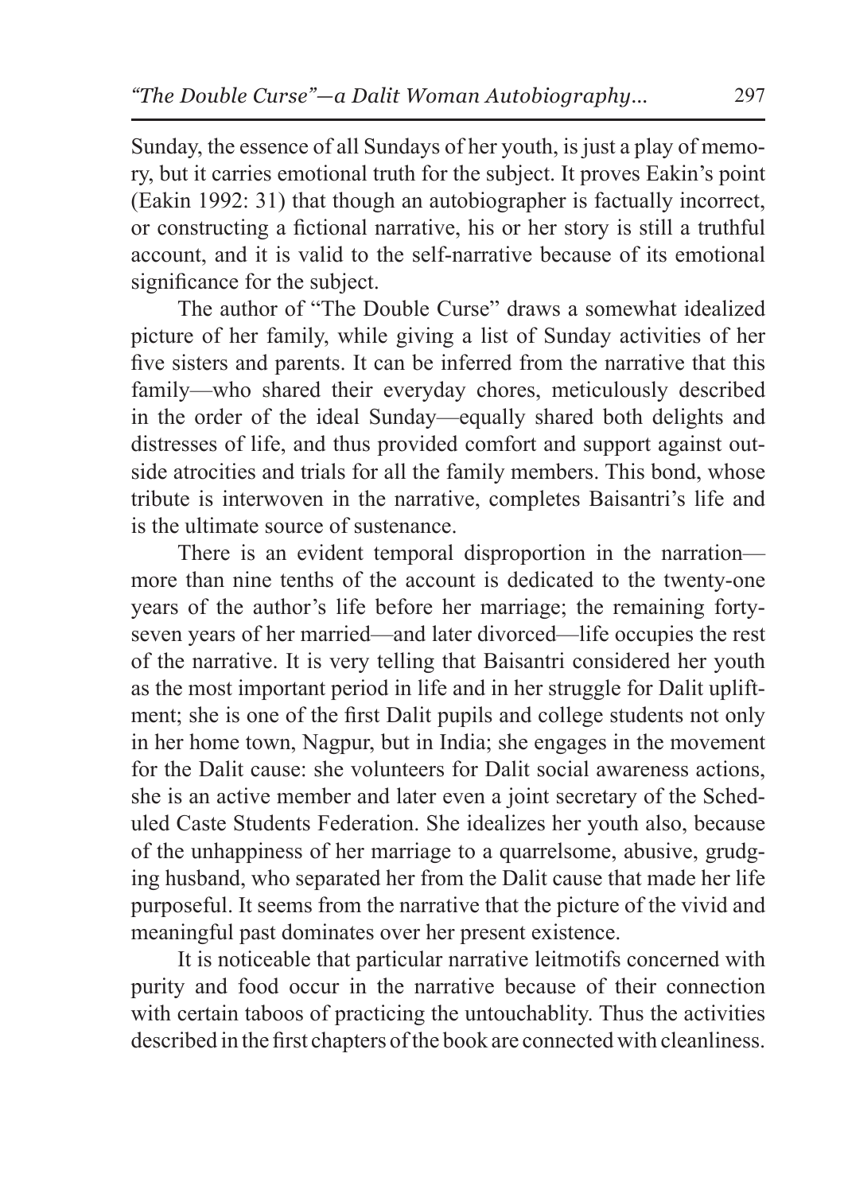Sunday, the essence of all Sundays of her youth, is just a play of memory, but it carries emotional truth for the subject. It proves Eakin's point (Eakin 1992: 31) that though an autobiographer is factually incorrect, or constructing a fictional narrative, his or her story is still a truthful account, and it is valid to the self-narrative because of its emotional significance for the subject.

The author of "The Double Curse" draws a somewhat idealized picture of her family, while giving a list of Sunday activities of her five sisters and parents. It can be inferred from the narrative that this family—who shared their everyday chores, meticulously described in the order of the ideal Sunday—equally shared both delights and distresses of life, and thus provided comfort and support against outside atrocities and trials for all the family members. This bond, whose tribute is interwoven in the narrative, completes Baisantri's life and is the ultimate source of sustenance.

There is an evident temporal disproportion in the narration—more than nine tenths of the account is dedicated to the twenty-one years of the author's life before her marriage; the remaining forty-seven years of her married—and later divorced—life occupies the rest of the narrative. It is very telling that Baisantri considered her youth as the most important period in life and in her struggle for Dalit upliftment; she is one of the first Dalit pupils and college students not only in her home town, Nagpur, but in India; she engages in the movement for the Dalit cause: she volunteers for Dalit social awareness actions, she is an active member and later even a joint secretary of the Scheduled Caste Students Federation. She idealizes her youth also, because of the unhappiness of her marriage to a quarrelsome, abusive, grudging husband, who separated her from the Dalit cause that made her life purposeful. It seems from the narrative that the picture of the vivid and meaningful past dominates over her present existence.

It is noticeable that particular narrative leitmotifs concerned with purity and food occur in the narrative because of their connection with certain taboos of practicing the untouchablity. Thus the activities described in the first chapters of the book are connected with cleanliness.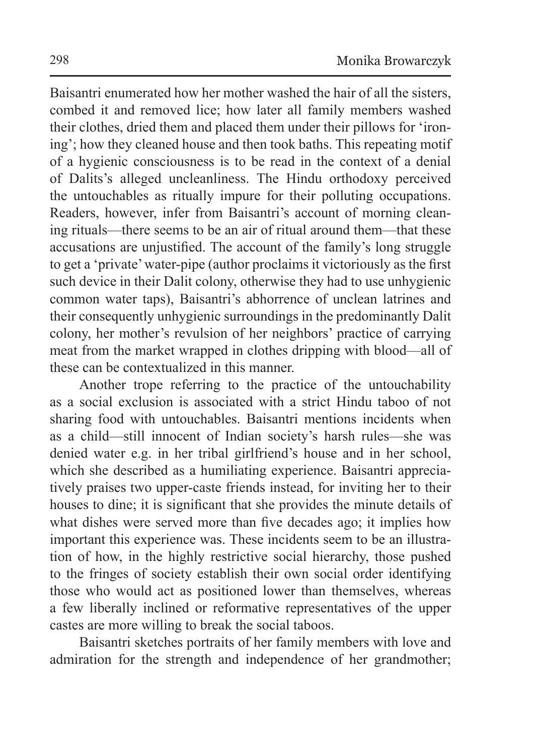Baisantri enumerated how her mother washed the hair of all the sisters, combed it and removed lice; how later all family members washed their clothes, dried them and placed them under their pillows for 'ironing'; how they cleaned house and then took baths. This repeating motif of a hygienic consciousness is to be read in the context of a denial of Dalits's alleged uncleanliness. The Hindu orthodoxy perceived the untouchables as ritually impure for their polluting occupations. Readers, however, infer from Baisantri's account of morning cleaning rituals—there seems to be an air of ritual around them—that these accusations are unjustified. The account of the family's long struggle to get a 'private' water-pipe (author proclaims it victoriously as the first such device in their Dalit colony, otherwise they had to use unhygienic common water taps), Baisantri's abhorrence of unclean latrines and their consequently unhygienic surroundings in the predominantly Dalit colony, her mother's revulsion of her neighbors' practice of carrying meat from the market wrapped in clothes dripping with blood—all of these can be contextualized in this manner.

Another trope referring to the practice of the untouchability as a social exclusion is associated with a strict Hindu taboo of not sharing food with untouchables. Baisantri mentions incidents when as a child—still innocent of Indian society's harsh rules—she was denied water e.g. in her tribal girlfriend's house and in her school, which she described as a humiliating experience. Baisantri appreciatively praises two upper-caste friends instead, for inviting her to their houses to dine; it is significant that she provides the minute details of what dishes were served more than five decades ago; it implies how important this experience was. These incidents seem to be an illustration of how, in the highly restrictive social hierarchy, those pushed to the fringes of society establish their own social order identifying those who would act as positioned lower than themselves, whereas a few liberally inclined or reformative representatives of the upper castes are more willing to break the social taboos.

Baisantri sketches portraits of her family members with love and admiration for the strength and independence of her grandmother;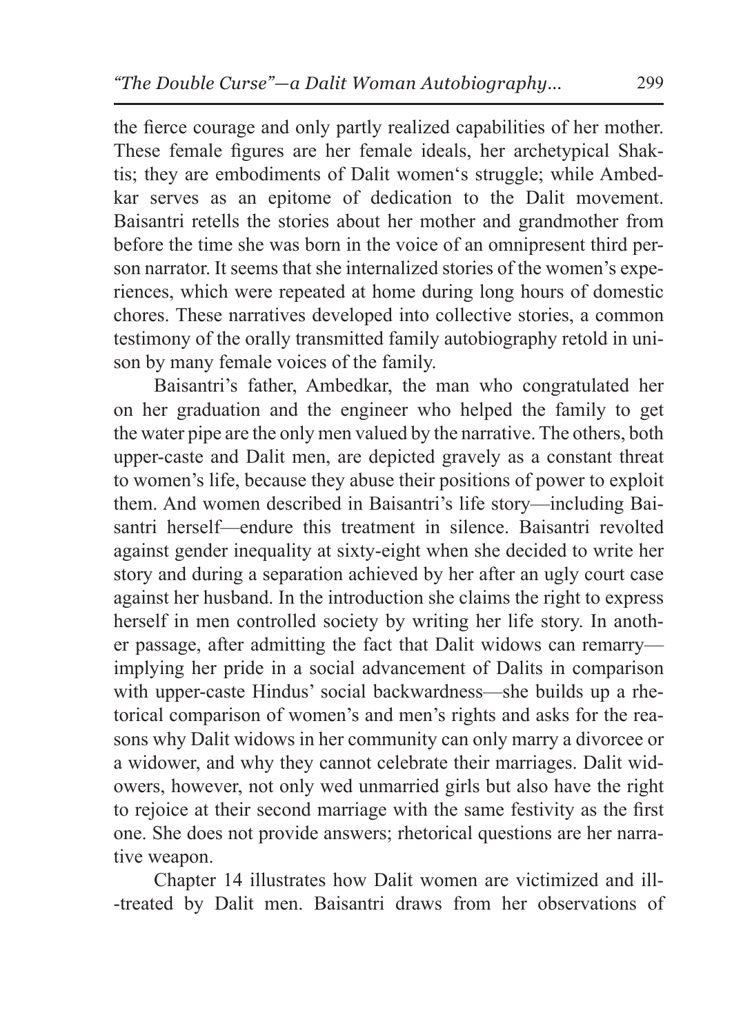the fierce courage and only partly realized capabilities of her mother. These female figures are her female ideals, her archetypical Shaktis; they are embodiments of Dalit women's struggle; while Ambedkar serves as an epitome of dedication to the Dalit movement. Baisantri retells the stories about her mother and grandmother from before the time she was born in the voice of an omnipresent third person narrator. It seems that she internalized stories of the women's experiences, which were repeated at home during long hours of domestic chores. These narratives developed into collective stories, a common testimony of the orally transmitted family autobiography retold in unison by many female voices of the family.

Baisantri's father, Ambedkar, the man who congratulated her on her graduation and the engineer who helped the family to get the water pipe are the only men valued by the narrative. The others, both upper-caste and Dalit men, are depicted gravely as a constant threat to women's life, because they abuse their positions of power to exploit them. And women described in Baisantri's life story—including Baisantri herself—endure this treatment in silence. Baisantri revolted against gender inequality at sixty-eight when she decided to write her story and during a separation achieved by her after an ugly court case against her husband. In the introduction she claims the right to express herself in men controlled society by writing her life story. In another passage, after admitting the fact that Dalit widows can remarry—implying her pride in a social advancement of Dalits in comparison with upper-caste Hindus' social backwardness—she builds up a rhetorical comparison of women's and men's rights and asks for the reasons why Dalit widows in her community can only marry a divorcee or a widower, and why they cannot celebrate their marriages. Dalit widowers, however, not only wed unmarried girls but also have the right to rejoice at their second marriage with the same festivity as the first one. She does not provide answers; rhetorical questions are her narrative weapon.

Chapter 14 illustrates how Dalit women are victimized and ill-treated by Dalit men. Baisantri draws from her observations of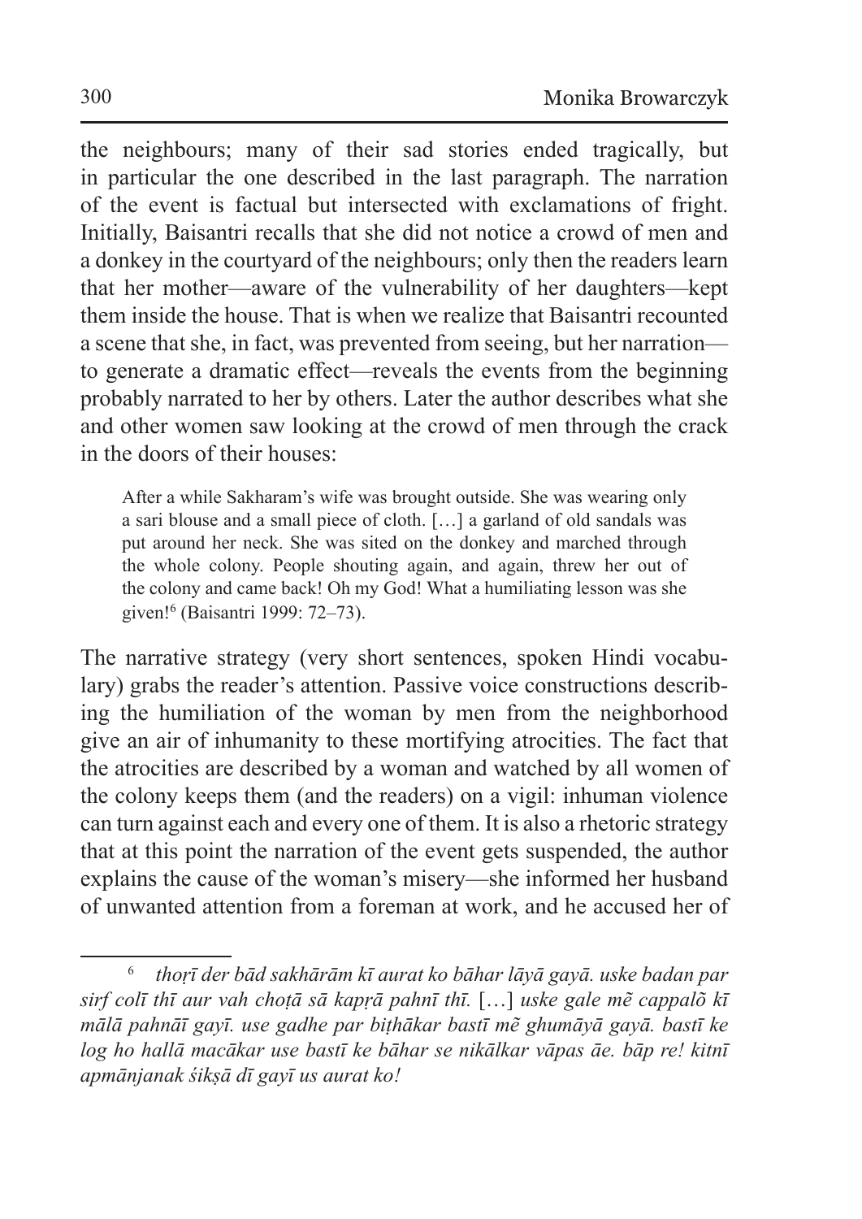the neighbours; many of their sad stories ended tragically, but in particular the one described in the last paragraph. The narration of the event is factual but intersected with exclamations of fright. Initially, Baisantri recalls that she did not notice a crowd of men and a donkey in the courtyard of the neighbours; only then the readers learn that her mother—aware of the vulnerability of her daughters—kept them inside the house. That is when we realize that Baisantri recounted a scene that she, in fact, was prevented from seeing, but her narration—to generate a dramatic effect—reveals the events from the beginning probably narrated to her by others. Later the author describes what she and other women saw looking at the crowd of men through the crack in the doors of their houses:

> After a while Sakharam's wife was brought outside. She was wearing only a sari blouse and a small piece of cloth. […] a garland of old sandals was put around her neck. She was sited on the donkey and marched through the whole colony. People shouting again, and again, threw her out of the colony and came back! Oh my God! What a humiliating lesson was she given![6] (Baisantri 1999: 72–73).

The narrative strategy (very short sentences, spoken Hindi vocabulary) grabs the reader's attention. Passive voice constructions describing the humiliation of the woman by men from the neighborhood give an air of inhumanity to these mortifying atrocities. The fact that the atrocities are described by a woman and watched by all women of the colony keeps them (and the readers) on a vigil: inhuman violence can turn against each and every one of them. It is also a rhetoric strategy that at this point the narration of the event gets suspended, the author explains the cause of the woman's misery—she informed her husband of unwanted attention from a foreman at work, and he accused her of

---

[6] *thoṛī der bād sakhārām kī aurat ko bāhar lāyā gayā. uske badan par sirf colī thī aur vah choṭā sā kapṛā pahnī thī.* […] *uske gale mẽ cappalõ kī mālā pahnāī gayī. use gadhe par biṭhākar bastī mẽ ghumāyā gayā. bastī ke log ho hallā macākar use bastī ke bāhar se nikālkar vāpas āe. bāp re! kitnī apmānjanak śikṣā dī gayī us aurat ko!*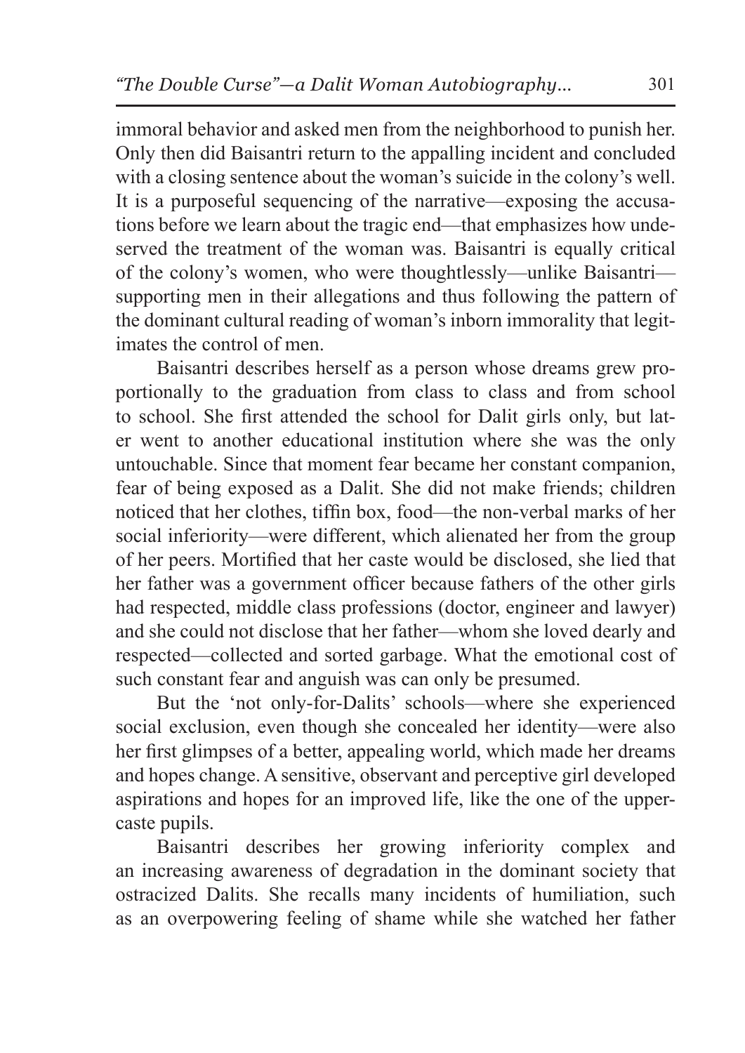immoral behavior and asked men from the neighborhood to punish her. Only then did Baisantri return to the appalling incident and concluded with a closing sentence about the woman's suicide in the colony's well. It is a purposeful sequencing of the narrative—exposing the accusations before we learn about the tragic end—that emphasizes how undeserved the treatment of the woman was. Baisantri is equally critical of the colony's women, who were thoughtlessly—unlike Baisantri—supporting men in their allegations and thus following the pattern of the dominant cultural reading of woman's inborn immorality that legitimates the control of men.

Baisantri describes herself as a person whose dreams grew proportionally to the graduation from class to class and from school to school. She first attended the school for Dalit girls only, but later went to another educational institution where she was the only untouchable. Since that moment fear became her constant companion, fear of being exposed as a Dalit. She did not make friends; children noticed that her clothes, tiffin box, food—the non-verbal marks of her social inferiority—were different, which alienated her from the group of her peers. Mortified that her caste would be disclosed, she lied that her father was a government officer because fathers of the other girls had respected, middle class professions (doctor, engineer and lawyer) and she could not disclose that her father—whom she loved dearly and respected—collected and sorted garbage. What the emotional cost of such constant fear and anguish was can only be presumed.

But the 'not only-for-Dalits' schools—where she experienced social exclusion, even though she concealed her identity—were also her first glimpses of a better, appealing world, which made her dreams and hopes change. A sensitive, observant and perceptive girl developed aspirations and hopes for an improved life, like the one of the upper-caste pupils.

Baisantri describes her growing inferiority complex and an increasing awareness of degradation in the dominant society that ostracized Dalits. She recalls many incidents of humiliation, such as an overpowering feeling of shame while she watched her father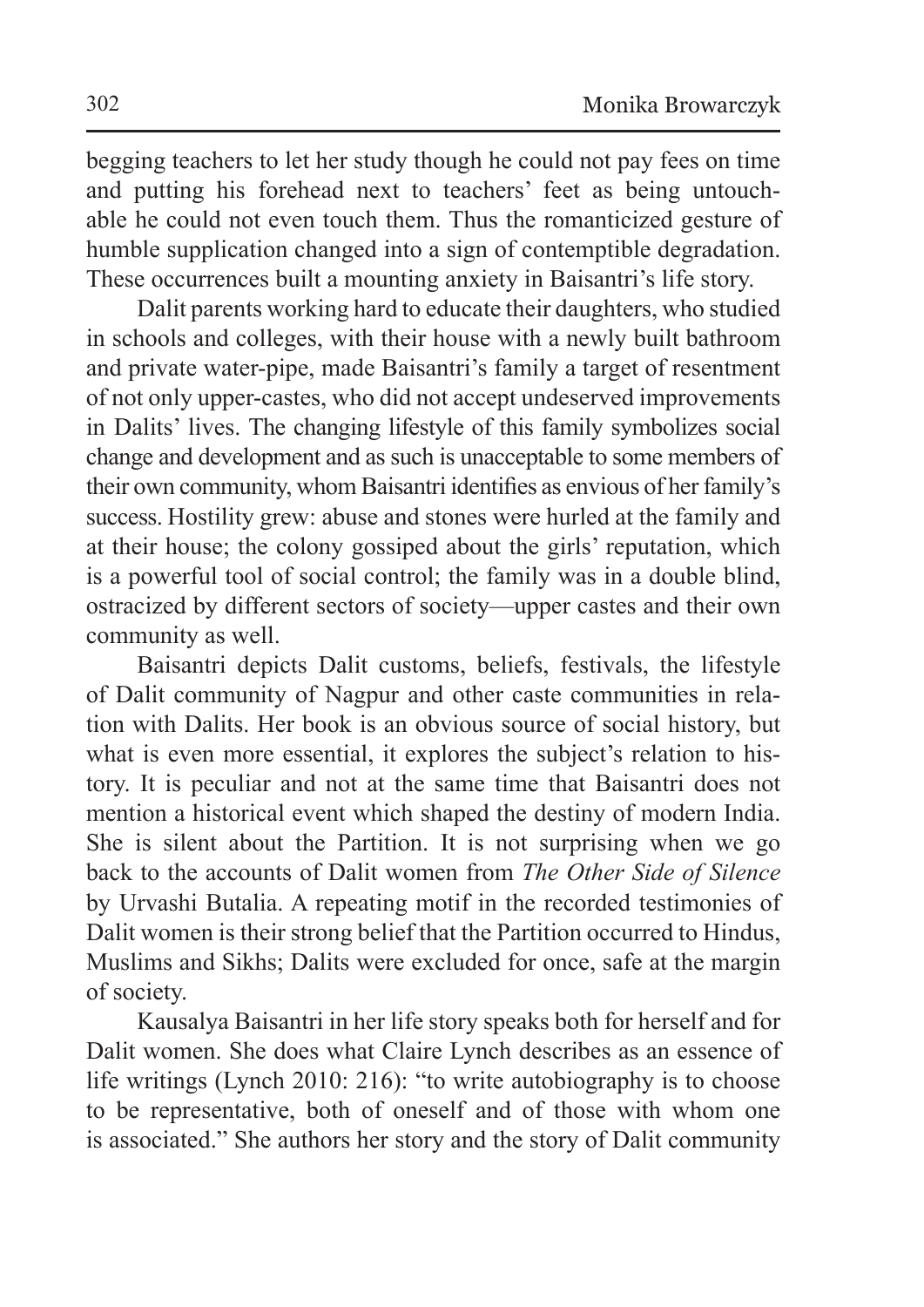begging teachers to let her study though he could not pay fees on time and putting his forehead next to teachers' feet as being untouchable he could not even touch them. Thus the romanticized gesture of humble supplication changed into a sign of contemptible degradation. These occurrences built a mounting anxiety in Baisantri's life story.

Dalit parents working hard to educate their daughters, who studied in schools and colleges, with their house with a newly built bathroom and private water-pipe, made Baisantri's family a target of resentment of not only upper-castes, who did not accept undeserved improvements in Dalits' lives. The changing lifestyle of this family symbolizes social change and development and as such is unacceptable to some members of their own community, whom Baisantri identifies as envious of her family's success. Hostility grew: abuse and stones were hurled at the family and at their house; the colony gossiped about the girls' reputation, which is a powerful tool of social control; the family was in a double blind, ostracized by different sectors of society—upper castes and their own community as well.

Baisantri depicts Dalit customs, beliefs, festivals, the lifestyle of Dalit community of Nagpur and other caste communities in relation with Dalits. Her book is an obvious source of social history, but what is even more essential, it explores the subject's relation to history. It is peculiar and not at the same time that Baisantri does not mention a historical event which shaped the destiny of modern India. She is silent about the Partition. It is not surprising when we go back to the accounts of Dalit women from *The Other Side of Silence* by Urvashi Butalia. A repeating motif in the recorded testimonies of Dalit women is their strong belief that the Partition occurred to Hindus, Muslims and Sikhs; Dalits were excluded for once, safe at the margin of society.

Kausalya Baisantri in her life story speaks both for herself and for Dalit women. She does what Claire Lynch describes as an essence of life writings (Lynch 2010: 216): "to write autobiography is to choose to be representative, both of oneself and of those with whom one is associated." She authors her story and the story of Dalit community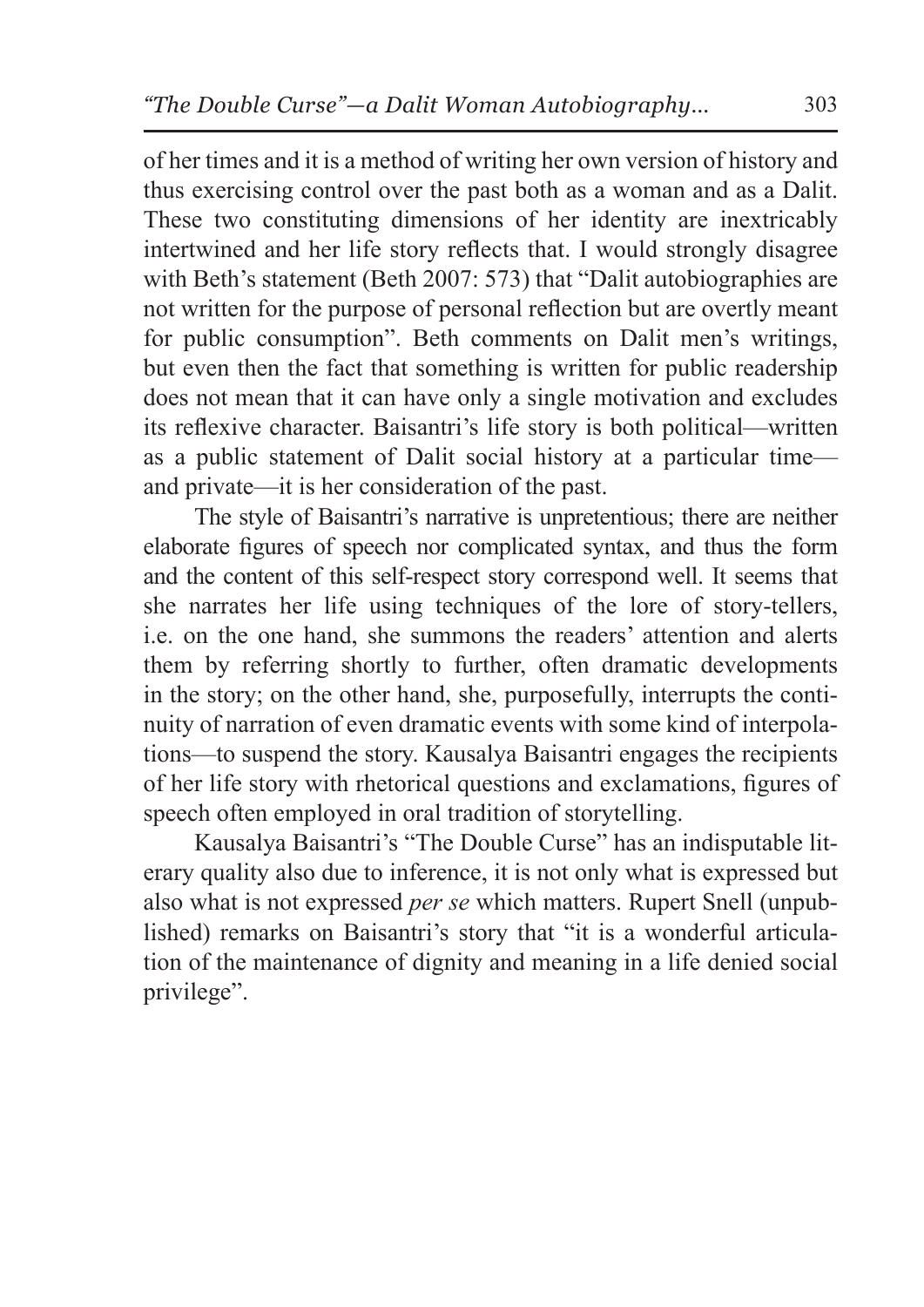of her times and it is a method of writing her own version of history and thus exercising control over the past both as a woman and as a Dalit. These two constituting dimensions of her identity are inextricably intertwined and her life story reflects that. I would strongly disagree with Beth's statement (Beth 2007: 573) that "Dalit autobiographies are not written for the purpose of personal reflection but are overtly meant for public consumption". Beth comments on Dalit men's writings, but even then the fact that something is written for public readership does not mean that it can have only a single motivation and excludes its reflexive character. Baisantri's life story is both political—written as a public statement of Dalit social history at a particular time—and private—it is her consideration of the past.

The style of Baisantri's narrative is unpretentious; there are neither elaborate figures of speech nor complicated syntax, and thus the form and the content of this self-respect story correspond well. It seems that she narrates her life using techniques of the lore of story-tellers, i.e. on the one hand, she summons the readers' attention and alerts them by referring shortly to further, often dramatic developments in the story; on the other hand, she, purposefully, interrupts the continuity of narration of even dramatic events with some kind of interpolations—to suspend the story. Kausalya Baisantri engages the recipients of her life story with rhetorical questions and exclamations, figures of speech often employed in oral tradition of storytelling.

Kausalya Baisantri's "The Double Curse" has an indisputable literary quality also due to inference, it is not only what is expressed but also what is not expressed *per se* which matters. Rupert Snell (unpublished) remarks on Baisantri's story that "it is a wonderful articulation of the maintenance of dignity and meaning in a life denied social privilege".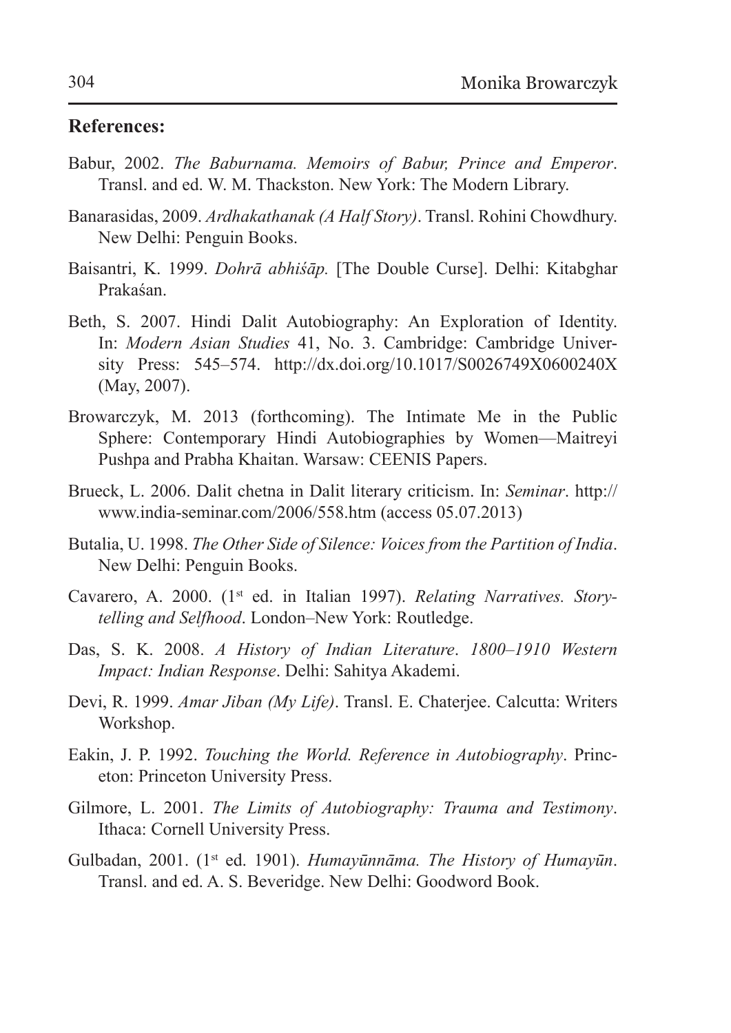## References:

Babur, 2002. *The Baburnama. Memoirs of Babur, Prince and Emperor*. Transl. and ed. W. M. Thackston. New York: The Modern Library.

Banarasidas, 2009. *Ardhakathanak (A Half Story)*. Transl. Rohini Chowdhury. New Delhi: Penguin Books.

Baisantri, K. 1999. *Dohrā abhiśāp.* [The Double Curse]. Delhi: Kitabghar Prakaśan.

Beth, S. 2007. Hindi Dalit Autobiography: An Exploration of Identity. In: *Modern Asian Studies* 41, No. 3. Cambridge: Cambridge University Press: 545–574. http://dx.doi.org/10.1017/S0026749X0600240X (May, 2007).

Browarczyk, M. 2013 (forthcoming). The Intimate Me in the Public Sphere: Contemporary Hindi Autobiographies by Women—Maitreyi Pushpa and Prabha Khaitan. Warsaw: CEENIS Papers.

Brueck, L. 2006. Dalit chetna in Dalit literary criticism. In: *Seminar*. http://www.india-seminar.com/2006/558.htm (access 05.07.2013)

Butalia, U. 1998. *The Other Side of Silence: Voices from the Partition of India*. New Delhi: Penguin Books.

Cavarero, A. 2000. (1st ed. in Italian 1997). *Relating Narratives. Storytelling and Selfhood*. London–New York: Routledge.

Das, S. K. 2008. *A History of Indian Literature. 1800–1910 Western Impact: Indian Response*. Delhi: Sahitya Akademi.

Devi, R. 1999. *Amar Jiban (My Life)*. Transl. E. Chaterjee. Calcutta: Writers Workshop.

Eakin, J. P. 1992. *Touching the World. Reference in Autobiography*. Princeton: Princeton University Press.

Gilmore, L. 2001. *The Limits of Autobiography: Trauma and Testimony*. Ithaca: Cornell University Press.

Gulbadan, 2001. (1st ed. 1901). *Humayūnnāma. The History of Humayūn*. Transl. and ed. A. S. Beveridge. New Delhi: Goodword Book.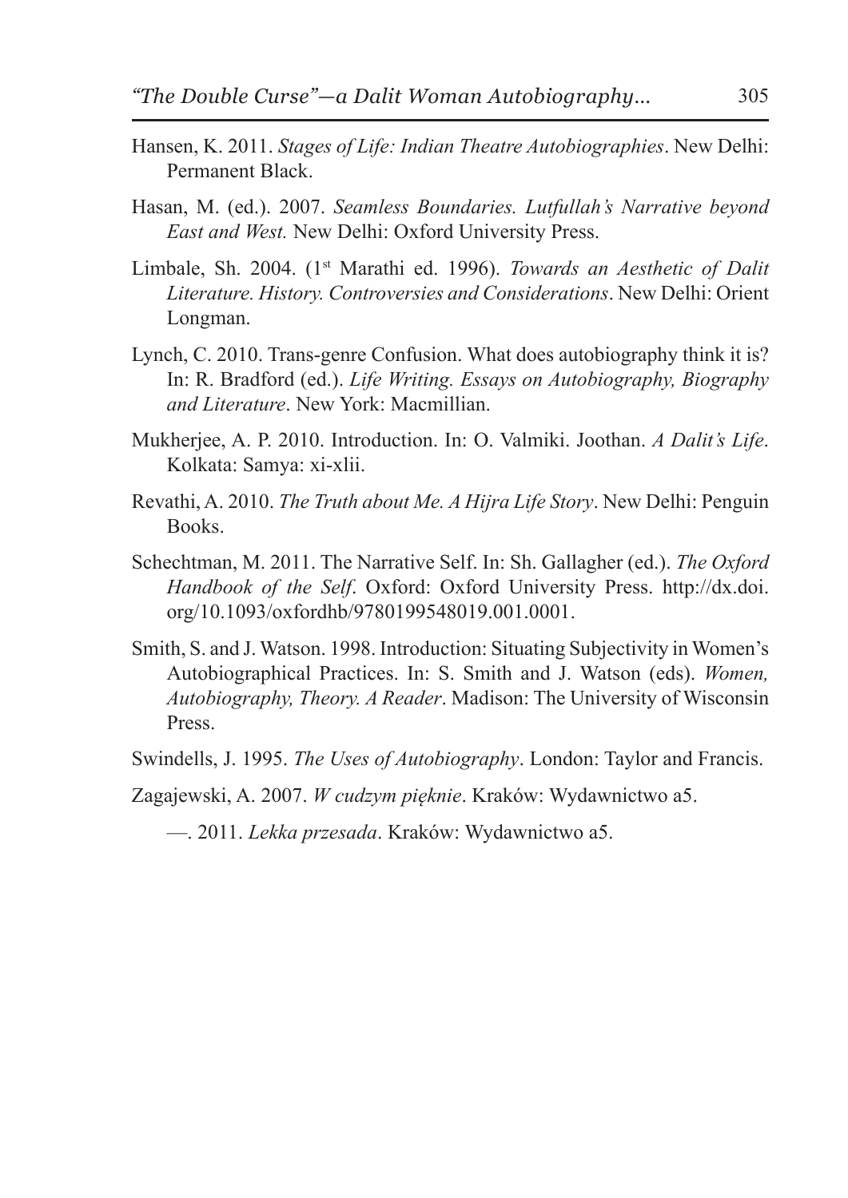Hansen, K. 2011. *Stages of Life: Indian Theatre Autobiographies*. New Delhi: Permanent Black.

Hasan, M. (ed.). 2007. *Seamless Boundaries. Lutfullah's Narrative beyond East and West.* New Delhi: Oxford University Press.

Limbale, Sh. 2004. (1st Marathi ed. 1996). *Towards an Aesthetic of Dalit Literature. History. Controversies and Considerations*. New Delhi: Orient Longman.

Lynch, C. 2010. Trans-genre Confusion. What does autobiography think it is? In: R. Bradford (ed.). *Life Writing. Essays on Autobiography, Biography and Literature*. New York: Macmillian.

Mukherjee, A. P. 2010. Introduction. In: O. Valmiki. Joothan. *A Dalit's Life*. Kolkata: Samya: xi-xlii.

Revathi, A. 2010. *The Truth about Me. A Hijra Life Story*. New Delhi: Penguin Books.

Schechtman, M. 2011. The Narrative Self. In: Sh. Gallagher (ed.). *The Oxford Handbook of the Self*. Oxford: Oxford University Press. http://dx.doi.org/10.1093/oxfordhb/9780199548019.001.0001.

Smith, S. and J. Watson. 1998. Introduction: Situating Subjectivity in Women's Autobiographical Practices. In: S. Smith and J. Watson (eds). *Women, Autobiography, Theory. A Reader*. Madison: The University of Wisconsin Press.

Swindells, J. 1995. *The Uses of Autobiography*. London: Taylor and Francis.

Zagajewski, A. 2007. *W cudzym pięknie*. Kraków: Wydawnictwo a5.

—. 2011. *Lekka przesada*. Kraków: Wydawnictwo a5.